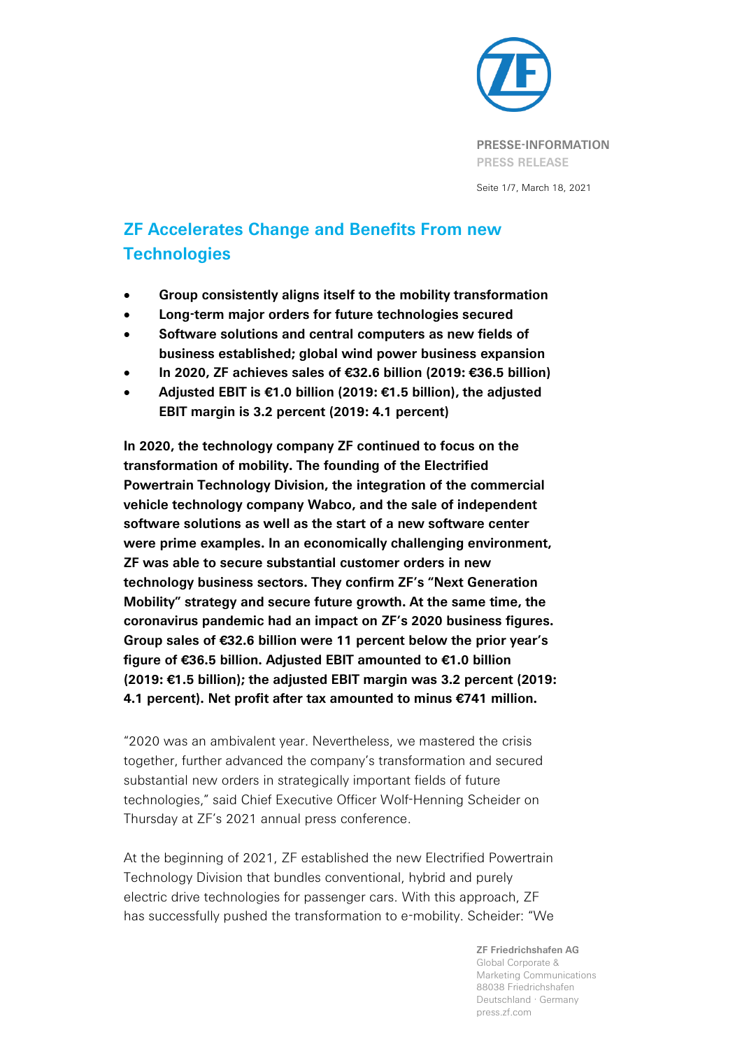PRESSE-INFORMATION
PRESS RELEASE

March 18, 2021

# ZF Accelerates Change and Benefits From new Technologies

- **Group consistently aligns itself to the mobility transformation**
- **Long-term major orders for future technologies secured**
- **Software solutions and central computers as new fields of business established; global wind power business expansion**
- **In 2020, ZF achieves sales of €32.6 billion (2019: €36.5 billion)**
- **Adjusted EBIT is €1.0 billion (2019: €1.5 billion), the adjusted EBIT margin is 3.2 percent (2019: 4.1 percent)**

**In 2020, the technology company ZF continued to focus on the transformation of mobility. The founding of the Electrified Powertrain Technology Division, the integration of the commercial vehicle technology company Wabco, and the sale of independent software solutions as well as the start of a new software center were prime examples. In an economically challenging environment, ZF was able to secure substantial customer orders in new technology business sectors. They confirm ZF's "Next Generation Mobility" strategy and secure future growth. At the same time, the coronavirus pandemic had an impact on ZF's 2020 business figures. Group sales of €32.6 billion were 11 percent below the prior year's figure of €36.5 billion. Adjusted EBIT amounted to €1.0 billion (2019: €1.5 billion); the adjusted EBIT margin was 3.2 percent (2019: 4.1 percent). Net profit after tax amounted to minus €741 million.**

"2020 was an ambivalent year. Nevertheless, we mastered the crisis together, further advanced the company's transformation and secured substantial new orders in strategically important fields of future technologies," said Chief Executive Officer Wolf-Henning Scheider on Thursday at ZF's 2021 annual press conference.

At the beginning of 2021, ZF established the new Electrified Powertrain Technology Division that bundles conventional, hybrid and purely electric drive technologies for passenger cars. With this approach, ZF has successfully pushed the transformation to e-mobility. Scheider: "We

ZF Friedrichshafen AG
Global Corporate & Marketing Communications
88038 Friedrichshafen
Deutschland · Germany
press.zf.com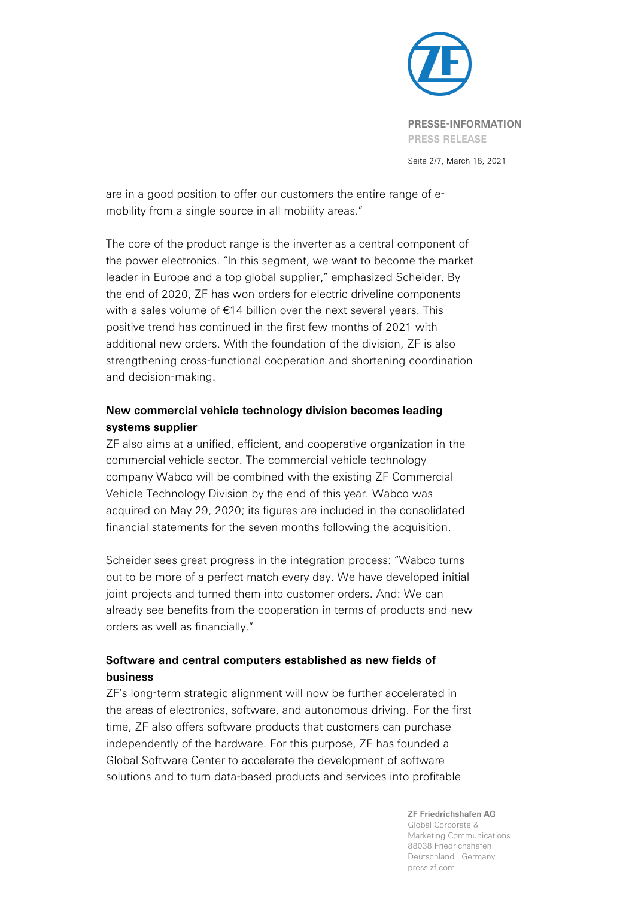are in a good position to offer our customers the entire range of e-mobility from a single source in all mobility areas."

The core of the product range is the inverter as a central component of the power electronics. "In this segment, we want to become the market leader in Europe and a top global supplier," emphasized Scheider. By the end of 2020, ZF has won orders for electric driveline components with a sales volume of €14 billion over the next several years. This positive trend has continued in the first few months of 2021 with additional new orders. With the foundation of the division, ZF is also strengthening cross-functional cooperation and shortening coordination and decision-making.

**New commercial vehicle technology division becomes leading systems supplier**

ZF also aims at a unified, efficient, and cooperative organization in the commercial vehicle sector. The commercial vehicle technology company Wabco will be combined with the existing ZF Commercial Vehicle Technology Division by the end of this year. Wabco was acquired on May 29, 2020; its figures are included in the consolidated financial statements for the seven months following the acquisition.

Scheider sees great progress in the integration process: "Wabco turns out to be more of a perfect match every day. We have developed initial joint projects and turned them into customer orders. And: We can already see benefits from the cooperation in terms of products and new orders as well as financially."

**Software and central computers established as new fields of business**

ZF's long-term strategic alignment will now be further accelerated in the areas of electronics, software, and autonomous driving. For the first time, ZF also offers software products that customers can purchase independently of the hardware. For this purpose, ZF has founded a Global Software Center to accelerate the development of software solutions and to turn data-based products and services into profitable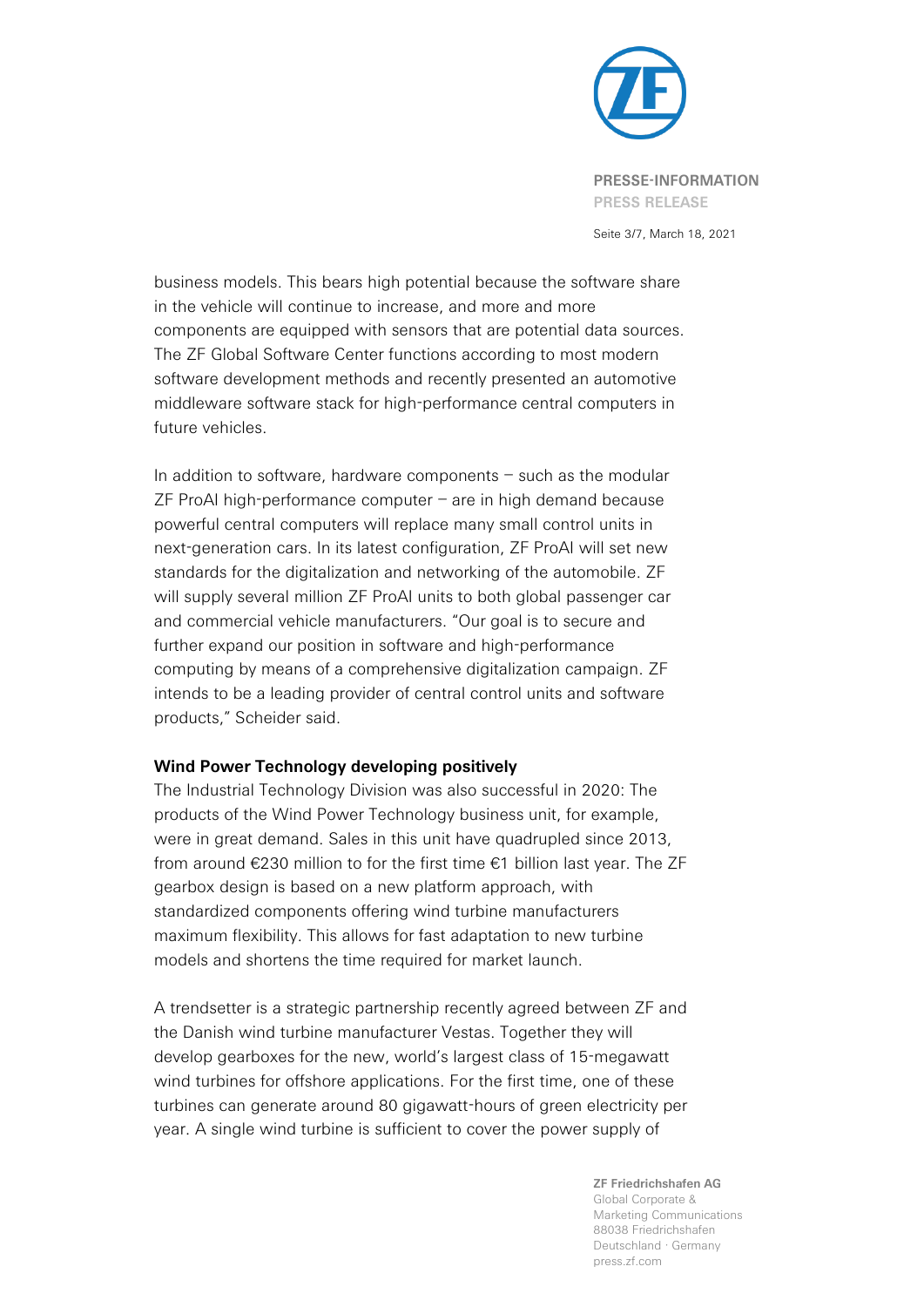business models. This bears high potential because the software share in the vehicle will continue to increase, and more and more components are equipped with sensors that are potential data sources. The ZF Global Software Center functions according to most modern software development methods and recently presented an automotive middleware software stack for high-performance central computers in future vehicles.

In addition to software, hardware components – such as the modular ZF ProAI high-performance computer – are in high demand because powerful central computers will replace many small control units in next-generation cars. In its latest configuration, ZF ProAI will set new standards for the digitalization and networking of the automobile. ZF will supply several million ZF ProAI units to both global passenger car and commercial vehicle manufacturers. "Our goal is to secure and further expand our position in software and high-performance computing by means of a comprehensive digitalization campaign. ZF intends to be a leading provider of central control units and software products," Scheider said.

**Wind Power Technology developing positively**

The Industrial Technology Division was also successful in 2020: The products of the Wind Power Technology business unit, for example, were in great demand. Sales in this unit have quadrupled since 2013, from around €230 million to for the first time €1 billion last year. The ZF gearbox design is based on a new platform approach, with standardized components offering wind turbine manufacturers maximum flexibility. This allows for fast adaptation to new turbine models and shortens the time required for market launch.

A trendsetter is a strategic partnership recently agreed between ZF and the Danish wind turbine manufacturer Vestas. Together they will develop gearboxes for the new, world's largest class of 15-megawatt wind turbines for offshore applications. For the first time, one of these turbines can generate around 80 gigawatt-hours of green electricity per year. A single wind turbine is sufficient to cover the power supply of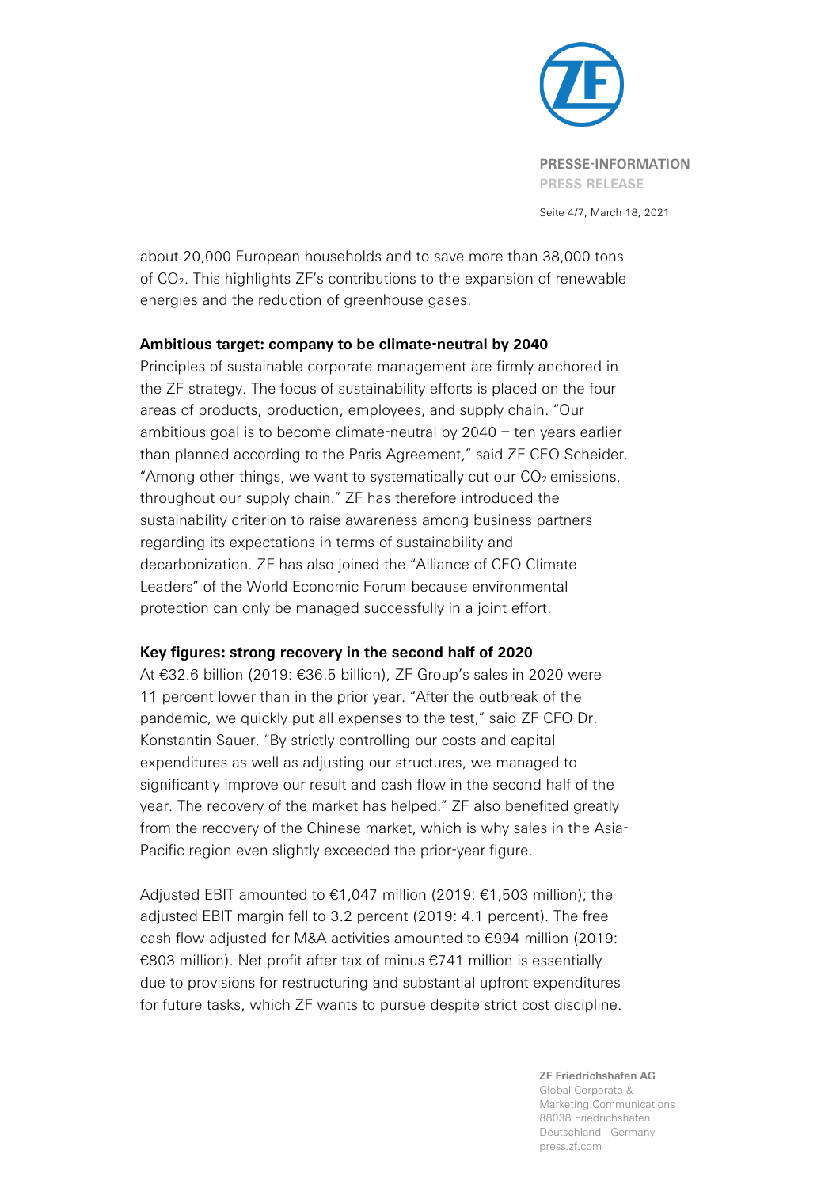about 20,000 European households and to save more than 38,000 tons of $CO_2$. This highlights ZF's contributions to the expansion of renewable energies and the reduction of greenhouse gases.

**Ambitious target: company to be climate-neutral by 2040**

Principles of sustainable corporate management are firmly anchored in the ZF strategy. The focus of sustainability efforts is placed on the four areas of products, production, employees, and supply chain. "Our ambitious goal is to become climate-neutral by 2040 – ten years earlier than planned according to the Paris Agreement," said ZF CEO Scheider. "Among other things, we want to systematically cut our $CO_2$ emissions, throughout our supply chain." ZF has therefore introduced the sustainability criterion to raise awareness among business partners regarding its expectations in terms of sustainability and decarbonization. ZF has also joined the "Alliance of CEO Climate Leaders" of the World Economic Forum because environmental protection can only be managed successfully in a joint effort.

**Key figures: strong recovery in the second half of 2020**

At €32.6 billion (2019: €36.5 billion), ZF Group's sales in 2020 were 11 percent lower than in the prior year. "After the outbreak of the pandemic, we quickly put all expenses to the test," said ZF CFO Dr. Konstantin Sauer. "By strictly controlling our costs and capital expenditures as well as adjusting our structures, we managed to significantly improve our result and cash flow in the second half of the year. The recovery of the market has helped." ZF also benefited greatly from the recovery of the Chinese market, which is why sales in the Asia-Pacific region even slightly exceeded the prior-year figure.

Adjusted EBIT amounted to €1,047 million (2019: €1,503 million); the adjusted EBIT margin fell to 3.2 percent (2019: 4.1 percent). The free cash flow adjusted for M&A activities amounted to €994 million (2019: €803 million). Net profit after tax of minus €741 million is essentially due to provisions for restructuring and substantial upfront expenditures for future tasks, which ZF wants to pursue despite strict cost discipline.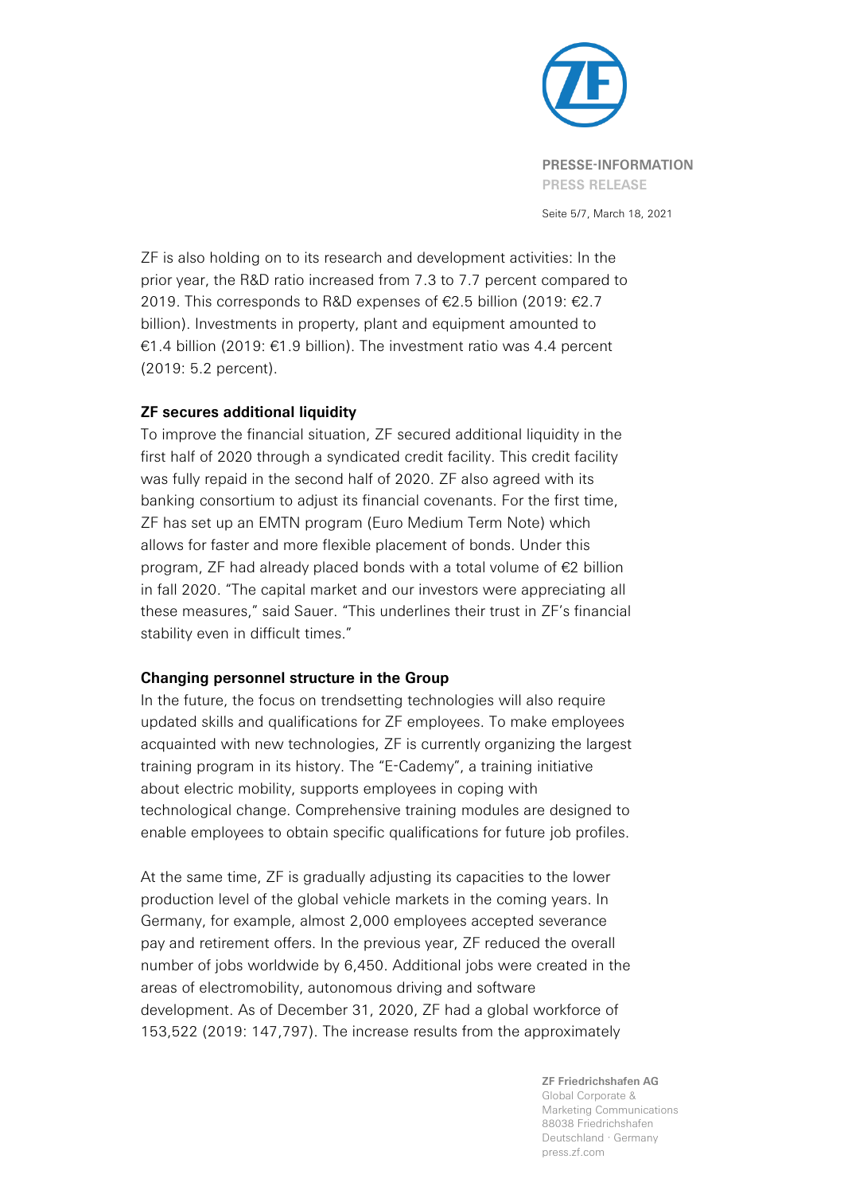ZF is also holding on to its research and development activities: In the prior year, the R&D ratio increased from 7.3 to 7.7 percent compared to 2019. This corresponds to R&D expenses of €2.5 billion (2019: €2.7 billion). Investments in property, plant and equipment amounted to €1.4 billion (2019: €1.9 billion). The investment ratio was 4.4 percent (2019: 5.2 percent).

**ZF secures additional liquidity**

To improve the financial situation, ZF secured additional liquidity in the first half of 2020 through a syndicated credit facility. This credit facility was fully repaid in the second half of 2020. ZF also agreed with its banking consortium to adjust its financial covenants. For the first time, ZF has set up an EMTN program (Euro Medium Term Note) which allows for faster and more flexible placement of bonds. Under this program, ZF had already placed bonds with a total volume of €2 billion in fall 2020. "The capital market and our investors were appreciating all these measures," said Sauer. "This underlines their trust in ZF's financial stability even in difficult times."

**Changing personnel structure in the Group**

In the future, the focus on trendsetting technologies will also require updated skills and qualifications for ZF employees. To make employees acquainted with new technologies, ZF is currently organizing the largest training program in its history. The "E-Cademy", a training initiative about electric mobility, supports employees in coping with technological change. Comprehensive training modules are designed to enable employees to obtain specific qualifications for future job profiles.

At the same time, ZF is gradually adjusting its capacities to the lower production level of the global vehicle markets in the coming years. In Germany, for example, almost 2,000 employees accepted severance pay and retirement offers. In the previous year, ZF reduced the overall number of jobs worldwide by 6,450. Additional jobs were created in the areas of electromobility, autonomous driving and software development. As of December 31, 2020, ZF had a global workforce of 153,522 (2019: 147,797). The increase results from the approximately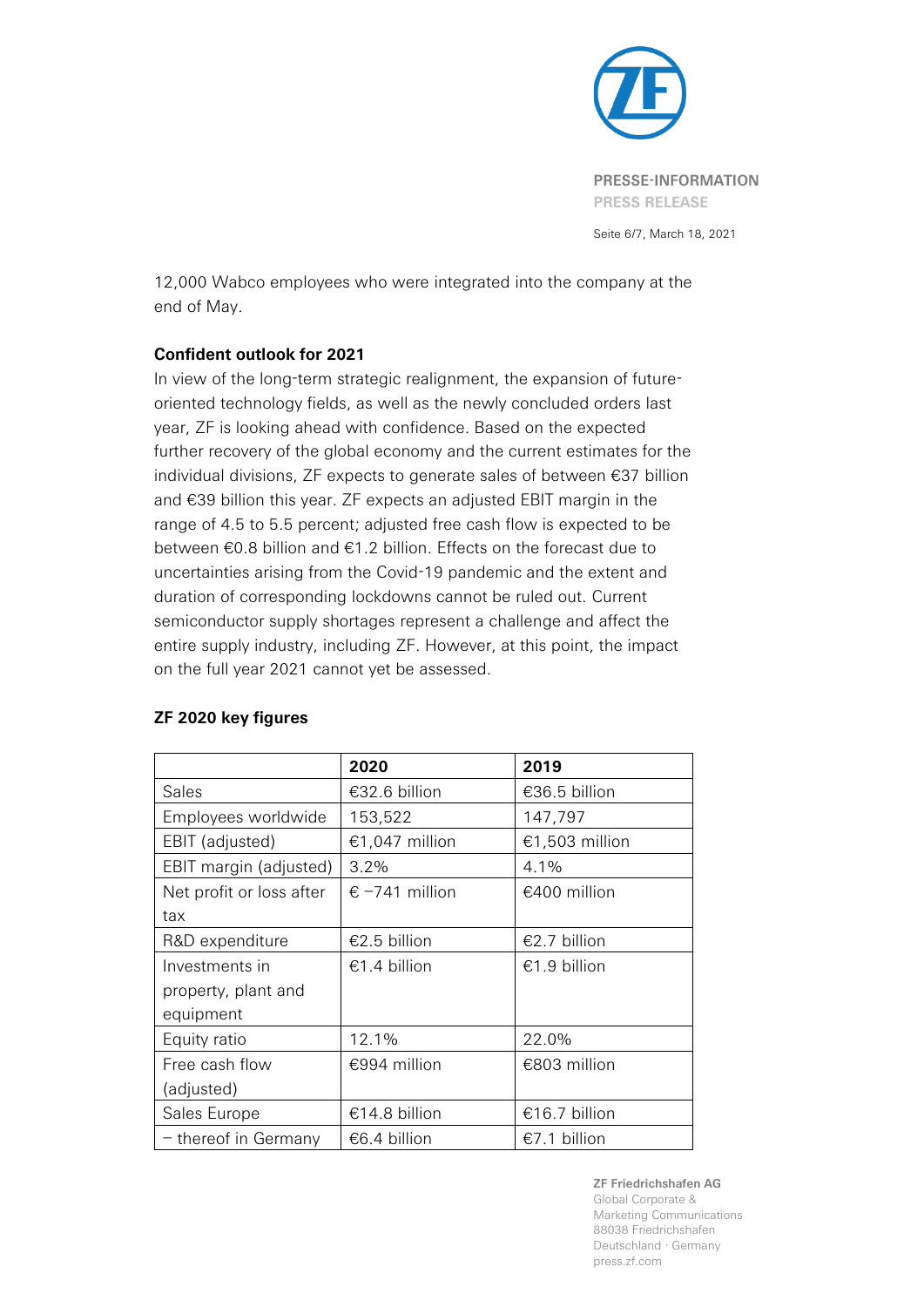12,000 Wabco employees who were integrated into the company at the end of May.

**Confident outlook for 2021**

In view of the long-term strategic realignment, the expansion of future-oriented technology fields, as well as the newly concluded orders last year, ZF is looking ahead with confidence. Based on the expected further recovery of the global economy and the current estimates for the individual divisions, ZF expects to generate sales of between €37 billion and €39 billion this year. ZF expects an adjusted EBIT margin in the range of 4.5 to 5.5 percent; adjusted free cash flow is expected to be between €0.8 billion and €1.2 billion. Effects on the forecast due to uncertainties arising from the Covid-19 pandemic and the extent and duration of corresponding lockdowns cannot be ruled out. Current semiconductor supply shortages represent a challenge and affect the entire supply industry, including ZF. However, at this point, the impact on the full year 2021 cannot yet be assessed.

**ZF 2020 key figures**

| | 2020 | 2019 |
|---|---|---|
| Sales | €32.6 billion | €36.5 billion |
| Employees worldwide | 153,522 | 147,797 |
| EBIT (adjusted) | €1,047 million | €1,503 million |
| EBIT margin (adjusted) | 3.2% | 4.1% |
| Net profit or loss after tax | € −741 million | €400 million |
| R&D expenditure | €2.5 billion | €2.7 billion |
| Investments in property, plant and equipment | €1.4 billion | €1.9 billion |
| Equity ratio | 12.1% | 22.0% |
| Free cash flow (adjusted) | €994 million | €803 million |
| Sales Europe | €14.8 billion | €16.7 billion |
| – thereof in Germany | €6.4 billion | €7.1 billion |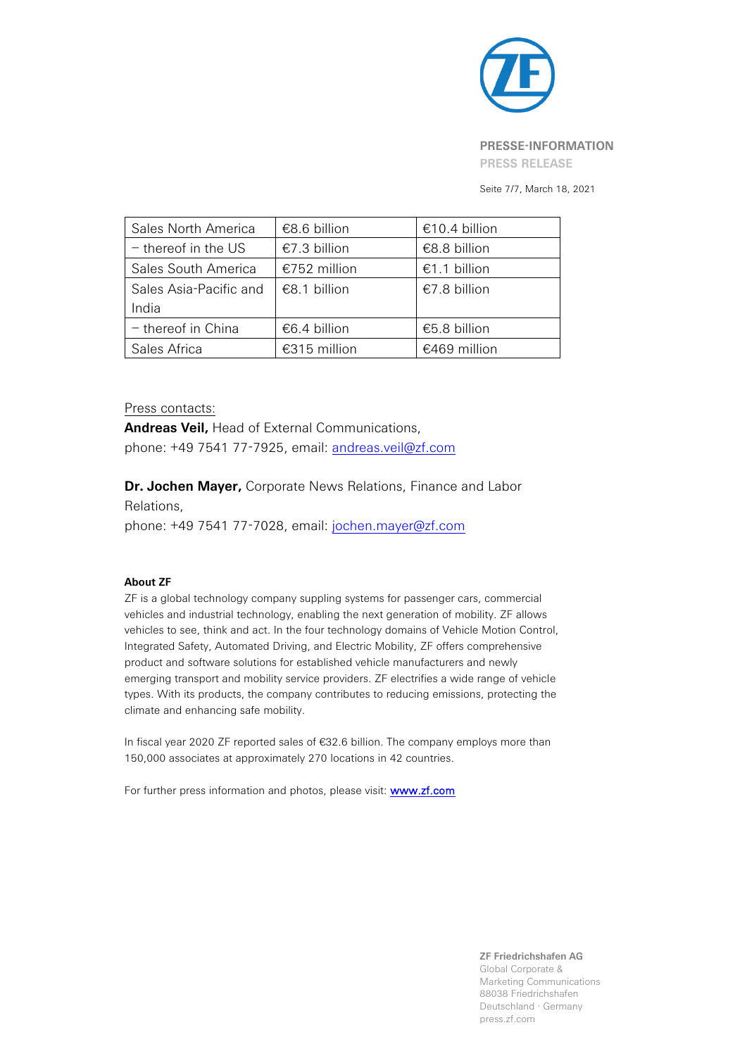| | | |
|---|---|---|
| Sales North America | €8.6 billion | €10.4 billion |
| – thereof in the US | €7.3 billion | €8.8 billion |
| Sales South America | €752 million | €1.1 billion |
| Sales Asia-Pacific and India | €8.1 billion | €7.8 billion |
| – thereof in China | €6.4 billion | €5.8 billion |
| Sales Africa | €315 million | €469 million |

Press contacts:

**Andreas Veil,** Head of External Communications,
phone: +49 7541 77-7925, email: andreas.veil@zf.com

**Dr. Jochen Mayer,** Corporate News Relations, Finance and Labor Relations,
phone: +49 7541 77-7028, email: jochen.mayer@zf.com

**About ZF**

ZF is a global technology company suppling systems for passenger cars, commercial vehicles and industrial technology, enabling the next generation of mobility. ZF allows vehicles to see, think and act. In the four technology domains of Vehicle Motion Control, Integrated Safety, Automated Driving, and Electric Mobility, ZF offers comprehensive product and software solutions for established vehicle manufacturers and newly emerging transport and mobility service providers. ZF electrifies a wide range of vehicle types. With its products, the company contributes to reducing emissions, protecting the climate and enhancing safe mobility.

In fiscal year 2020 ZF reported sales of €32.6 billion. The company employs more than 150,000 associates at approximately 270 locations in 42 countries.

For further press information and photos, please visit: www.zf.com

**ZF Friedrichshafen AG**
Global Corporate & Marketing Communications
88038 Friedrichshafen
Deutschland · Germany
press.zf.com